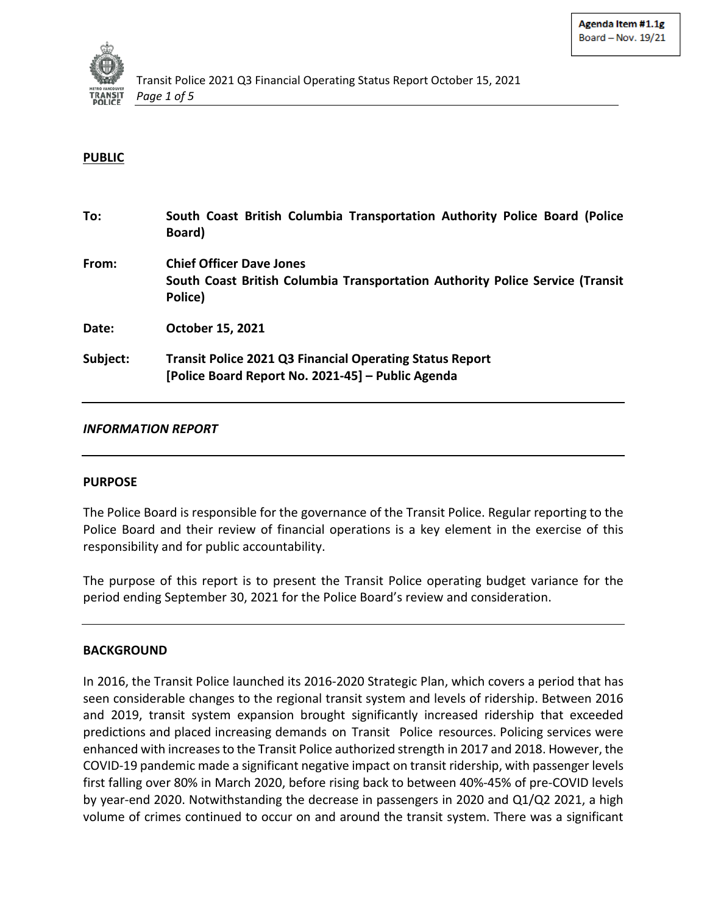Agenda Item #1.1g
Board – Nov. 19/21

**PUBLIC**

| | |
|---|---|
| **To:** | **South Coast British Columbia Transportation Authority Police Board (Police Board)** |
| **From:** | **Chief Officer Dave Jones**<br>**South Coast British Columbia Transportation Authority Police Service (Transit Police)** |
| **Date:** | **October 15, 2021** |
| **Subject:** | **Transit Police 2021 Q3 Financial Operating Status Report**<br>**[Police Board Report No. 2021-45] – Public Agenda** |

***INFORMATION REPORT***

## PURPOSE

The Police Board is responsible for the governance of the Transit Police. Regular reporting to the Police Board and their review of financial operations is a key element in the exercise of this responsibility and for public accountability.

The purpose of this report is to present the Transit Police operating budget variance for the period ending September 30, 2021 for the Police Board's review and consideration.

## BACKGROUND

In 2016, the Transit Police launched its 2016-2020 Strategic Plan, which covers a period that has seen considerable changes to the regional transit system and levels of ridership. Between 2016 and 2019, transit system expansion brought significantly increased ridership that exceeded predictions and placed increasing demands on Transit Police resources. Policing services were enhanced with increases to the Transit Police authorized strength in 2017 and 2018. However, the COVID-19 pandemic made a significant negative impact on transit ridership, with passenger levels first falling over 80% in March 2020, before rising back to between 40%-45% of pre-COVID levels by year-end 2020. Notwithstanding the decrease in passengers in 2020 and Q1/Q2 2021, a high volume of crimes continued to occur on and around the transit system. There was a significant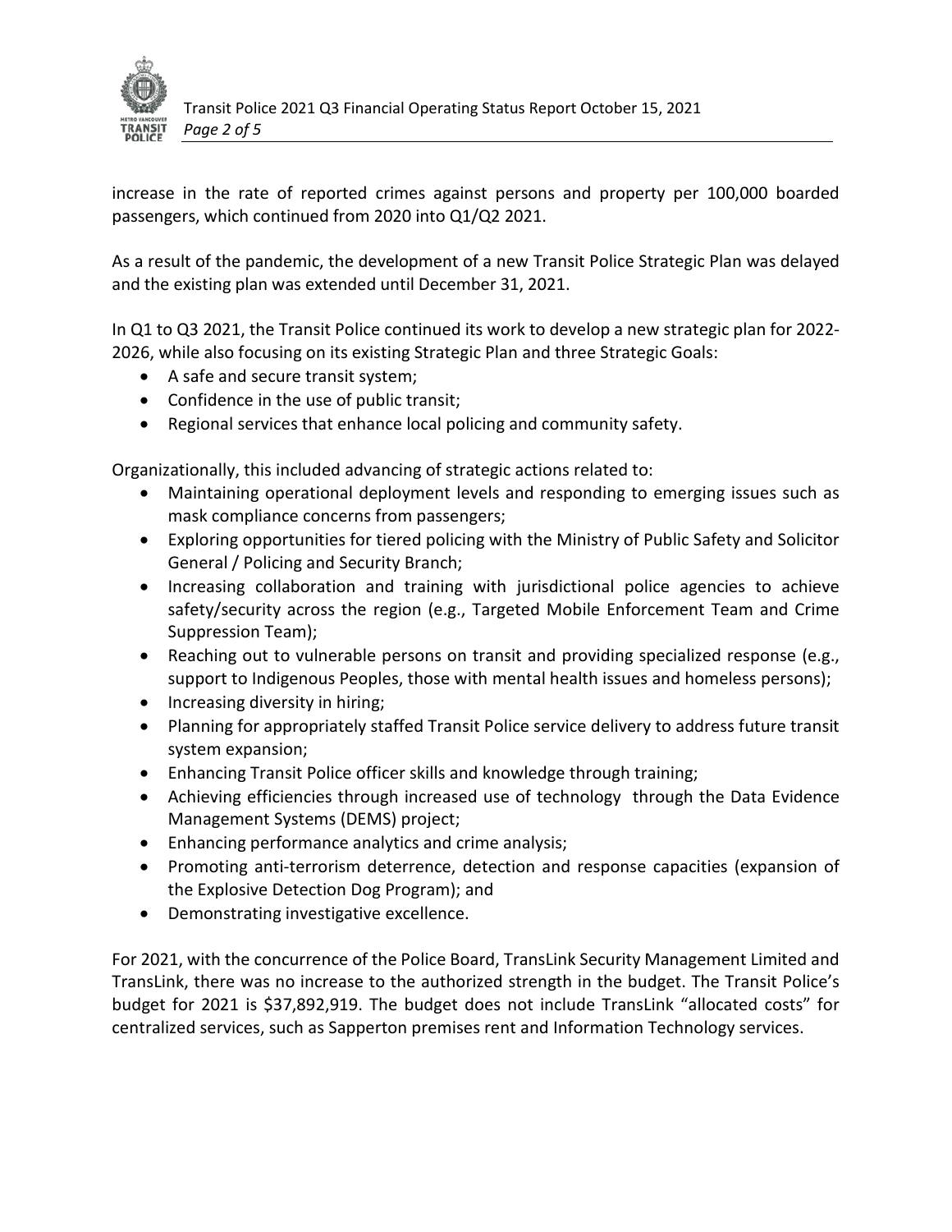increase in the rate of reported crimes against persons and property per 100,000 boarded passengers, which continued from 2020 into Q1/Q2 2021.

As a result of the pandemic, the development of a new Transit Police Strategic Plan was delayed and the existing plan was extended until December 31, 2021.

In Q1 to Q3 2021, the Transit Police continued its work to develop a new strategic plan for 2022-2026, while also focusing on its existing Strategic Plan and three Strategic Goals:

- A safe and secure transit system;
- Confidence in the use of public transit;
- Regional services that enhance local policing and community safety.

Organizationally, this included advancing of strategic actions related to:

- Maintaining operational deployment levels and responding to emerging issues such as mask compliance concerns from passengers;
- Exploring opportunities for tiered policing with the Ministry of Public Safety and Solicitor General / Policing and Security Branch;
- Increasing collaboration and training with jurisdictional police agencies to achieve safety/security across the region (e.g., Targeted Mobile Enforcement Team and Crime Suppression Team);
- Reaching out to vulnerable persons on transit and providing specialized response (e.g., support to Indigenous Peoples, those with mental health issues and homeless persons);
- Increasing diversity in hiring;
- Planning for appropriately staffed Transit Police service delivery to address future transit system expansion;
- Enhancing Transit Police officer skills and knowledge through training;
- Achieving efficiencies through increased use of technology through the Data Evidence Management Systems (DEMS) project;
- Enhancing performance analytics and crime analysis;
- Promoting anti-terrorism deterrence, detection and response capacities (expansion of the Explosive Detection Dog Program); and
- Demonstrating investigative excellence.

For 2021, with the concurrence of the Police Board, TransLink Security Management Limited and TransLink, there was no increase to the authorized strength in the budget. The Transit Police's budget for 2021 is $37,892,919. The budget does not include TransLink "allocated costs" for centralized services, such as Sapperton premises rent and Information Technology services.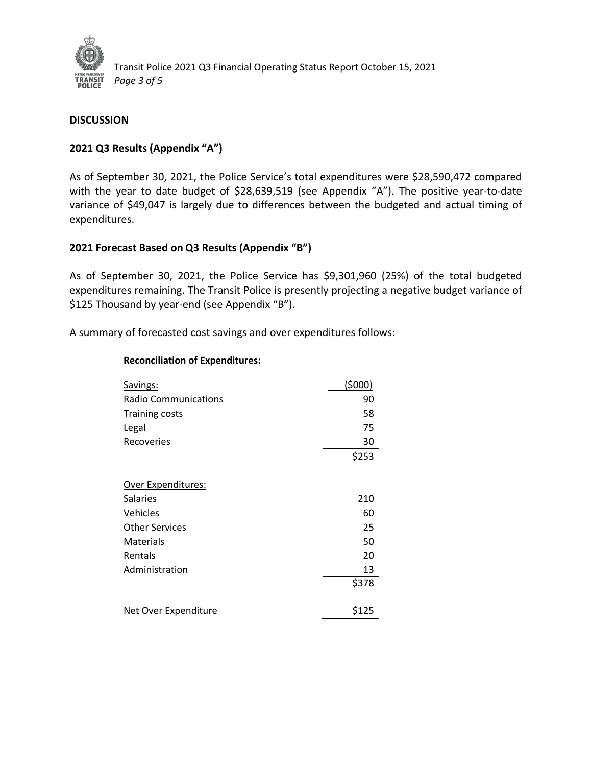## DISCUSSION

### 2021 Q3 Results (Appendix "A")

As of September 30, 2021, the Police Service's total expenditures were $28,590,472 compared with the year to date budget of $28,639,519 (see Appendix "A"). The positive year-to-date variance of $49,047 is largely due to differences between the budgeted and actual timing of expenditures.

### 2021 Forecast Based on Q3 Results (Appendix "B")

As of September 30, 2021, the Police Service has $9,301,960 (25%) of the total budgeted expenditures remaining. The Transit Police is presently projecting a negative budget variance of $125 Thousand by year-end (see Appendix "B").

A summary of forecasted cost savings and over expenditures follows:

**Reconciliation of Expenditures:**

| Savings: | ($000) |
|---|---|
| Radio Communications | 90 |
| Training costs | 58 |
| Legal | 75 |
| Recoveries | 30 |
| | $253 |
| | |
| Over Expenditures: | |
| Salaries | 210 |
| Vehicles | 60 |
| Other Services | 25 |
| Materials | 50 |
| Rentals | 20 |
| Administration | 13 |
| | $378 |
| | |
| Net Over Expenditure | $125 |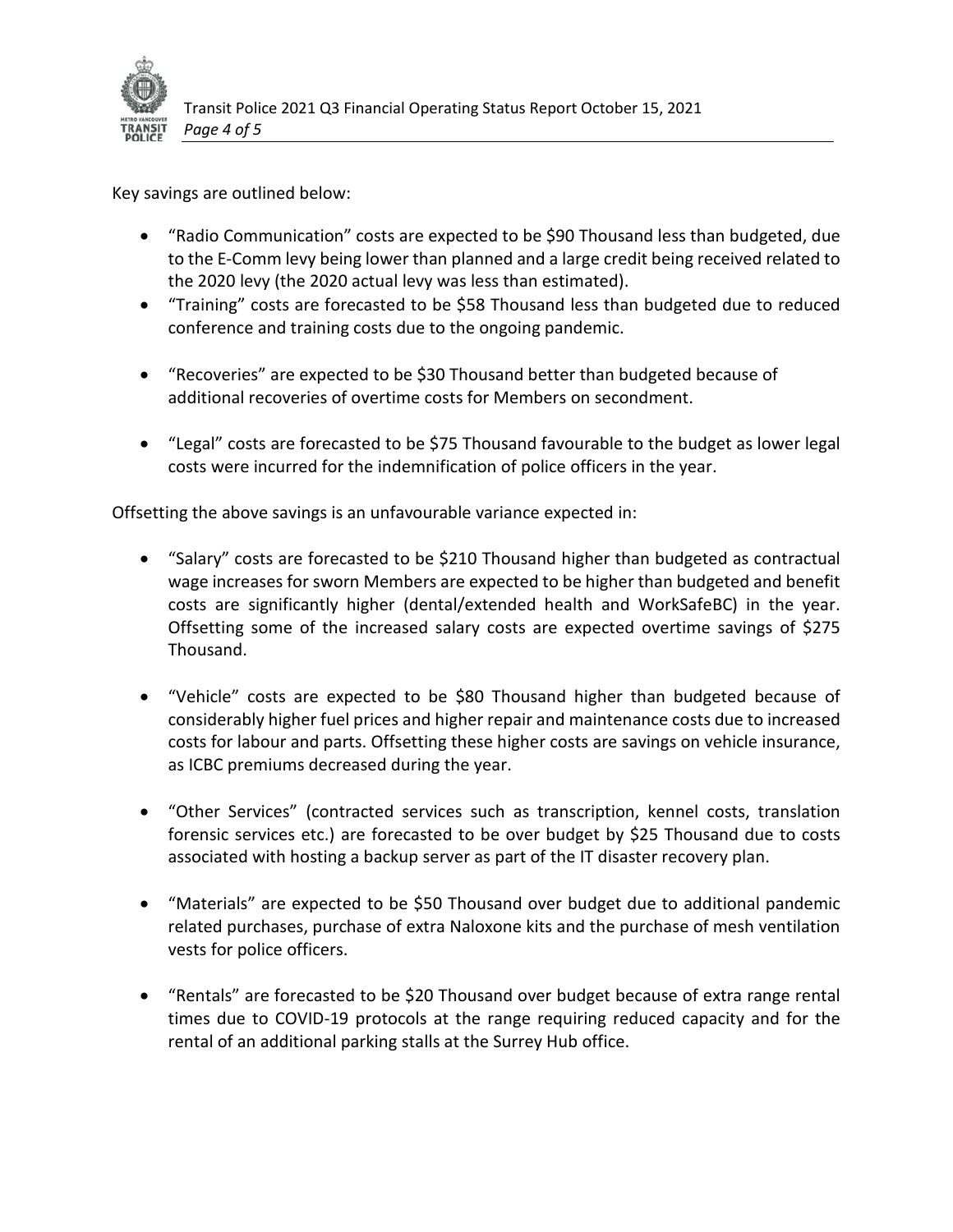Key savings are outlined below:

- "Radio Communication" costs are expected to be $90 Thousand less than budgeted, due to the E-Comm levy being lower than planned and a large credit being received related to the 2020 levy (the 2020 actual levy was less than estimated).
- "Training" costs are forecasted to be $58 Thousand less than budgeted due to reduced conference and training costs due to the ongoing pandemic.
- "Recoveries" are expected to be $30 Thousand better than budgeted because of additional recoveries of overtime costs for Members on secondment.
- "Legal" costs are forecasted to be $75 Thousand favourable to the budget as lower legal costs were incurred for the indemnification of police officers in the year.

Offsetting the above savings is an unfavourable variance expected in:

- "Salary" costs are forecasted to be $210 Thousand higher than budgeted as contractual wage increases for sworn Members are expected to be higher than budgeted and benefit costs are significantly higher (dental/extended health and WorkSafeBC) in the year. Offsetting some of the increased salary costs are expected overtime savings of $275 Thousand.
- "Vehicle" costs are expected to be $80 Thousand higher than budgeted because of considerably higher fuel prices and higher repair and maintenance costs due to increased costs for labour and parts. Offsetting these higher costs are savings on vehicle insurance, as ICBC premiums decreased during the year.
- "Other Services" (contracted services such as transcription, kennel costs, translation forensic services etc.) are forecasted to be over budget by $25 Thousand due to costs associated with hosting a backup server as part of the IT disaster recovery plan.
- "Materials" are expected to be $50 Thousand over budget due to additional pandemic related purchases, purchase of extra Naloxone kits and the purchase of mesh ventilation vests for police officers.
- "Rentals" are forecasted to be $20 Thousand over budget because of extra range rental times due to COVID-19 protocols at the range requiring reduced capacity and for the rental of an additional parking stalls at the Surrey Hub office.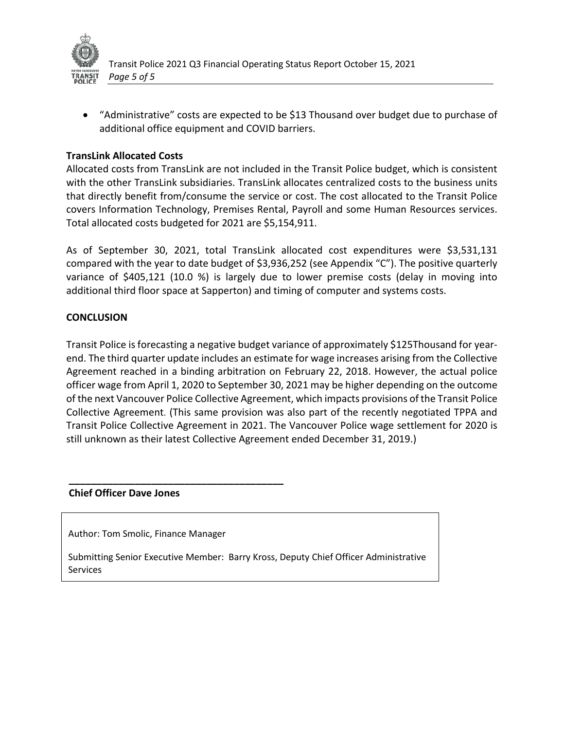- "Administrative" costs are expected to be $13 Thousand over budget due to purchase of additional office equipment and COVID barriers.

**TransLink Allocated Costs**

Allocated costs from TransLink are not included in the Transit Police budget, which is consistent with the other TransLink subsidiaries. TransLink allocates centralized costs to the business units that directly benefit from/consume the service or cost. The cost allocated to the Transit Police covers Information Technology, Premises Rental, Payroll and some Human Resources services. Total allocated costs budgeted for 2021 are $5,154,911.

As of September 30, 2021, total TransLink allocated cost expenditures were $3,531,131 compared with the year to date budget of $3,936,252 (see Appendix "C"). The positive quarterly variance of $405,121 (10.0 %) is largely due to lower premise costs (delay in moving into additional third floor space at Sapperton) and timing of computer and systems costs.

**CONCLUSION**

Transit Police is forecasting a negative budget variance of approximately $125Thousand for year-end. The third quarter update includes an estimate for wage increases arising from the Collective Agreement reached in a binding arbitration on February 22, 2018. However, the actual police officer wage from April 1, 2020 to September 30, 2021 may be higher depending on the outcome of the next Vancouver Police Collective Agreement, which impacts provisions of the Transit Police Collective Agreement. (This same provision was also part of the recently negotiated TPPA and Transit Police Collective Agreement in 2021. The Vancouver Police wage settlement for 2020 is still unknown as their latest Collective Agreement ended December 31, 2019.)

\_\_\_\_\_\_\_\_\_\_\_\_\_\_\_\_\_\_\_\_\_\_\_\_\_\_\_\_\_\_\_\_\_\_\_\_\_\_\_\_

**Chief Officer Dave Jones**

Author: Tom Smolic, Finance Manager

Submitting Senior Executive Member: Barry Kross, Deputy Chief Officer Administrative Services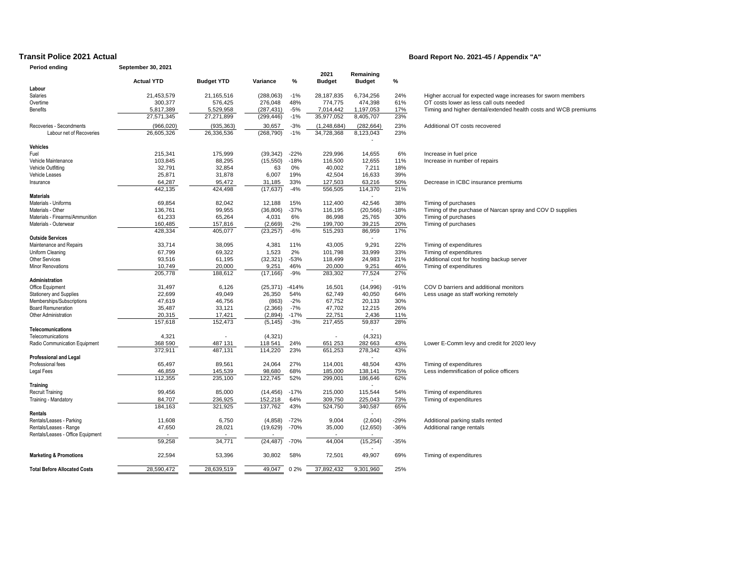# Transit Police 2021 Actual

**Board Report No. 2021-45 / Appendix "A"**

**Period ending** September 30, 2021

| | Actual YTD | Budget YTD | Variance | % | 2021 Budget | Remaining Budget | % | |
|---|---|---|---|---|---|---|---|---|
| **Labour** | | | | | | | | |
| Salaries | 21,453,579 | 21,165,516 | (288,063) | -1% | 28,187,835 | 6,734,256 | 24% | Higher accrual for expected wage increases for sworn members |
| Overtime | 300,377 | 576,425 | 276,048 | 48% | 774,775 | 474,398 | 61% | OT costs lower as less call outs needed |
| Benefits | 5,817,389 | 5,529,958 | (287,431) | -5% | 7,014,442 | 1,197,053 | 17% | Timing and higher dental/extended health costs and WCB premiums |
| | 27,571,345 | 27,271,899 | (299,446) | -1% | 35,977,052 | 8,405,707 | 23% | |
| Recoveries - Secondments | (966,020) | (935,363) | 30,657 | -3% | (1,248,684) | (282,664) | 23% | Additional OT costs recovered |
| Labour net of Recoveries | 26,605,326 | 26,336,536 | (268,790) | -1% | 34,728,368 | 8,123,043 | 23% | |
| **Vehicles** | | | | | | | | |
| Fuel | 215,341 | 175,999 | (39,342) | -22% | 229,996 | 14,655 | 6% | Increase in fuel price |
| Vehicle Maintenance | 103,845 | 88,295 | (15,550) | -18% | 116,500 | 12,655 | 11% | Increase in number of repairs |
| Vehicle Outfitting | 32,791 | 32,854 | 63 | 0% | 40,002 | 7,211 | 18% | |
| Vehicle Leases | 25,871 | 31,878 | 6,007 | 19% | 42,504 | 16,633 | 39% | |
| Insurance | 64,287 | 95,472 | 31,185 | 33% | 127,503 | 63,216 | 50% | Decrease in ICBC insurance premiums |
| | 442,135 | 424,498 | (17,637) | -4% | 556,505 | 114,370 | 21% | |
| **Materials** | | | | | | | | |
| Materials - Uniforms | 69,854 | 82,042 | 12,188 | 15% | 112,400 | 42,546 | 38% | Timing of purchases |
| Materials - Other | 136,761 | 99,955 | (36,806) | -37% | 116,195 | (20,566) | -18% | Timing of the purchase of Narcan spray and COV D supplies |
| Materials - Firearms/Ammunition | 61,233 | 65,264 | 4,031 | 6% | 86,998 | 25,765 | 30% | Timing of purchases |
| Materials - Outerwear | 160,485 | 157,816 | (2,669) | -2% | 199,700 | 39,215 | 20% | Timing of purchases |
| | 428,334 | 405,077 | (23,257) | -6% | 515,293 | 86,959 | 17% | |
| **Outside Services** | | | | | | | | |
| Maintenance and Repairs | 33,714 | 38,095 | 4,381 | 11% | 43,005 | 9,291 | 22% | Timing of expenditures |
| Uniform Cleaning | 67,799 | 69,322 | 1,523 | 2% | 101,798 | 33,999 | 33% | Timing of expenditures |
| Other Services | 93,516 | 61,195 | (32,321) | -53% | 118,499 | 24,983 | 21% | Additional cost for hosting backup server |
| Minor Renovations | 10,749 | 20,000 | 9,251 | 46% | 20,000 | 9,251 | 46% | Timing of expenditures |
| | 205,778 | 188,612 | (17,166) | -9% | 283,302 | 77,524 | 27% | |
| **Administration** | | | | | | | | |
| Office Equipment | 31,497 | 6,126 | (25,371) | -414% | 16,501 | (14,996) | -91% | COV D barriers and additional monitors |
| Stationery and Supplies | 22,699 | 49,049 | 26,350 | 54% | 62,749 | 40,050 | 64% | Less usage as staff working remotely |
| Memberships/Subscriptions | 47,619 | 46,756 | (863) | -2% | 67,752 | 20,133 | 30% | |
| Board Remuneration | 35,487 | 33,121 | (2,366) | -7% | 47,702 | 12,215 | 26% | |
| Other Administration | 20,315 | 17,421 | (2,894) | -17% | 22,751 | 2,436 | 11% | |
| | 157,618 | 152,473 | (5,145) | -3% | 217,455 | 59,837 | 28% | |
| **Telecommunications** | | | | | | | | |
| Telecommunications | 4,321 | - | (4,321) | | - | (4,321) | | |
| Radio Communication Equipment | 368 590 | 487 131 | 118 541 | 24% | 651 253 | 282 663 | 43% | Lower E-Comm levy and credit for 2020 levy |
| | 372,911 | 487,131 | 114,220 | 23% | 651,253 | 278,342 | 43% | |
| **Professional and Legal** | | | | | | | | |
| Professional fees | 65,497 | 89,561 | 24,064 | 27% | 114,001 | 48,504 | 43% | Timing of expenditures |
| Legal Fees | 46,859 | 145,539 | 98,680 | 68% | 185,000 | 138,141 | 75% | Less indemnification of police officers |
| | 112,355 | 235,100 | 122,745 | 52% | 299,001 | 186,646 | 62% | |
| **Training** | | | | | | | | |
| Recruit Training | 99,456 | 85,000 | (14,456) | -17% | 215,000 | 115,544 | 54% | Timing of expenditures |
| Training - Mandatory | 84,707 | 236,925 | 152,218 | 64% | 309,750 | 225,043 | 73% | Timing of expenditures |
| | 184,163 | 321,925 | 137,762 | 43% | 524,750 | 340,587 | 65% | |
| **Rentals** | | | | | | | | |
| Rentals/Leases - Parking | 11,608 | 6,750 | (4,858) | -72% | 9,004 | (2,604) | -29% | Additional parking stalls rented |
| Rentals/Leases - Range | 47,650 | 28,021 | (19,629) | -70% | 35,000 | (12,650) | -36% | Additional range rentals |
| Rentals/Leases - Office Equipment | - | - | - | | - | - | | |
| | 59,258 | 34,771 | (24,487) | -70% | 44,004 | (15,254) | -35% | |
| **Marketing & Promotions** | 22,594 | 53,396 | 30,802 | 58% | 72,501 | 49,907 | 69% | Timing of expenditures |
| **Total Before Allocated Costs** | 28,590,472 | 28,639,519 | 49,047 | 0 2% | 37,892,432 | 9,301,960 | 25% | |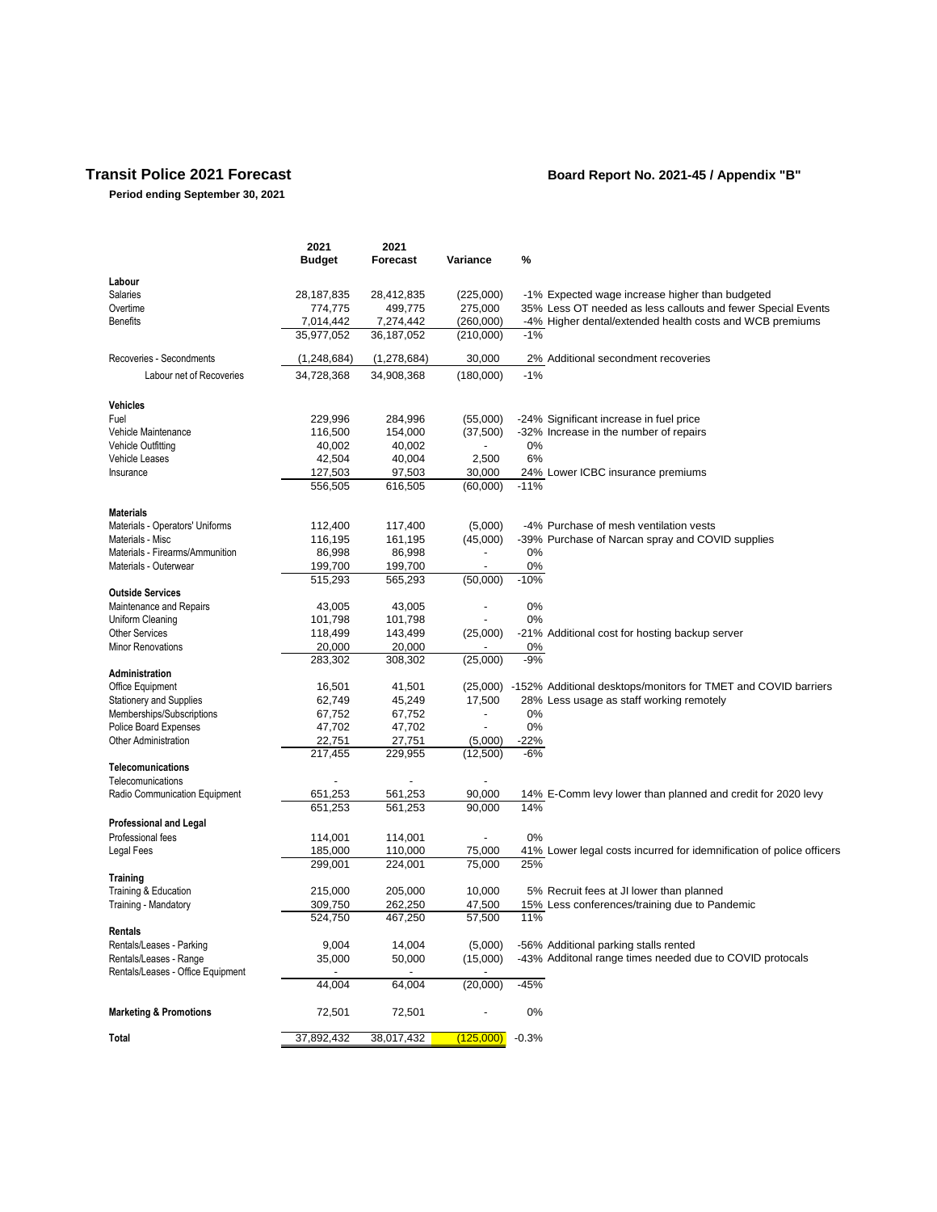## Transit Police 2021 Forecast

**Board Report No. 2021-45 / Appendix "B"**

**Period ending September 30, 2021**

| | 2021 Budget | 2021 Forecast | Variance | % | |
|---|---|---|---|---|---|
| **Labour** | | | | | |
| Salaries | 28,187,835 | 28,412,835 | (225,000) | -1% | Expected wage increase higher than budgeted |
| Overtime | 774,775 | 499,775 | 275,000 | 35% | Less OT needed as less callouts and fewer Special Events |
| Benefits | 7,014,442 | 7,274,442 | (260,000) | -4% | Higher dental/extended health costs and WCB premiums |
| | 35,977,052 | 36,187,052 | (210,000) | -1% | |
| Recoveries - Secondments | (1,248,684) | (1,278,684) | 30,000 | 2% | Additional secondment recoveries |
| Labour net of Recoveries | 34,728,368 | 34,908,368 | (180,000) | -1% | |
| **Vehicles** | | | | | |
| Fuel | 229,996 | 284,996 | (55,000) | -24% | Significant increase in fuel price |
| Vehicle Maintenance | 116,500 | 154,000 | (37,500) | -32% | Increase in the number of repairs |
| Vehicle Outfitting | 40,002 | 40,002 | - | 0% | |
| Vehicle Leases | 42,504 | 40,004 | 2,500 | 6% | |
| Insurance | 127,503 | 97,503 | 30,000 | 24% | Lower ICBC insurance premiums |
| | 556,505 | 616,505 | (60,000) | -11% | |
| **Materials** | | | | | |
| Materials - Operators' Uniforms | 112,400 | 117,400 | (5,000) | -4% | Purchase of mesh ventilation vests |
| Materials - Misc | 116,195 | 161,195 | (45,000) | -39% | Purchase of Narcan spray and COVID supplies |
| Materials - Firearms/Ammunition | 86,998 | 86,998 | - | 0% | |
| Materials - Outerwear | 199,700 | 199,700 | - | 0% | |
| | 515,293 | 565,293 | (50,000) | -10% | |
| **Outside Services** | | | | | |
| Maintenance and Repairs | 43,005 | 43,005 | - | 0% | |
| Uniform Cleaning | 101,798 | 101,798 | - | 0% | |
| Other Services | 118,499 | 143,499 | (25,000) | -21% | Additional cost for hosting backup server |
| Minor Renovations | 20,000 | 20,000 | - | 0% | |
| | 283,302 | 308,302 | (25,000) | -9% | |
| **Administration** | | | | | |
| Office Equipment | 16,501 | 41,501 | (25,000) | -152% | Additional desktops/monitors for TMET and COVID barriers |
| Stationery and Supplies | 62,749 | 45,249 | 17,500 | 28% | Less usage as staff working remotely |
| Memberships/Subscriptions | 67,752 | 67,752 | - | 0% | |
| Police Board Expenses | 47,702 | 47,702 | - | 0% | |
| Other Administration | 22,751 | 27,751 | (5,000) | -22% | |
| | 217,455 | 229,955 | (12,500) | -6% | |
| **Telecomunications** | | | | | |
| Telecomunications | - | - | - | | |
| Radio Communication Equipment | 651,253 | 561,253 | 90,000 | 14% | E-Comm levy lower than planned and credit for 2020 levy |
| | 651,253 | 561,253 | 90,000 | 14% | |
| **Professional and Legal** | | | | | |
| Professional fees | 114,001 | 114,001 | - | 0% | |
| Legal Fees | 185,000 | 110,000 | 75,000 | 41% | Lower legal costs incurred for idemnification of police officers |
| | 299,001 | 224,001 | 75,000 | 25% | |
| **Training** | | | | | |
| Training & Education | 215,000 | 205,000 | 10,000 | 5% | Recruit fees at JI lower than planned |
| Training - Mandatory | 309,750 | 262,250 | 47,500 | 15% | Less conferences/training due to Pandemic |
| | 524,750 | 467,250 | 57,500 | 11% | |
| **Rentals** | | | | | |
| Rentals/Leases - Parking | 9,004 | 14,004 | (5,000) | -56% | Additional parking stalls rented |
| Rentals/Leases - Range | 35,000 | 50,000 | (15,000) | -43% | Additonal range times needed due to COVID protocals |
| Rentals/Leases - Office Equipment | - | - | - | | |
| | 44,004 | 64,004 | (20,000) | -45% | |
| **Marketing & Promotions** | 72,501 | 72,501 | - | 0% | |
| **Total** | 37,892,432 | 38,017,432 | (125,000) | -0.3% | |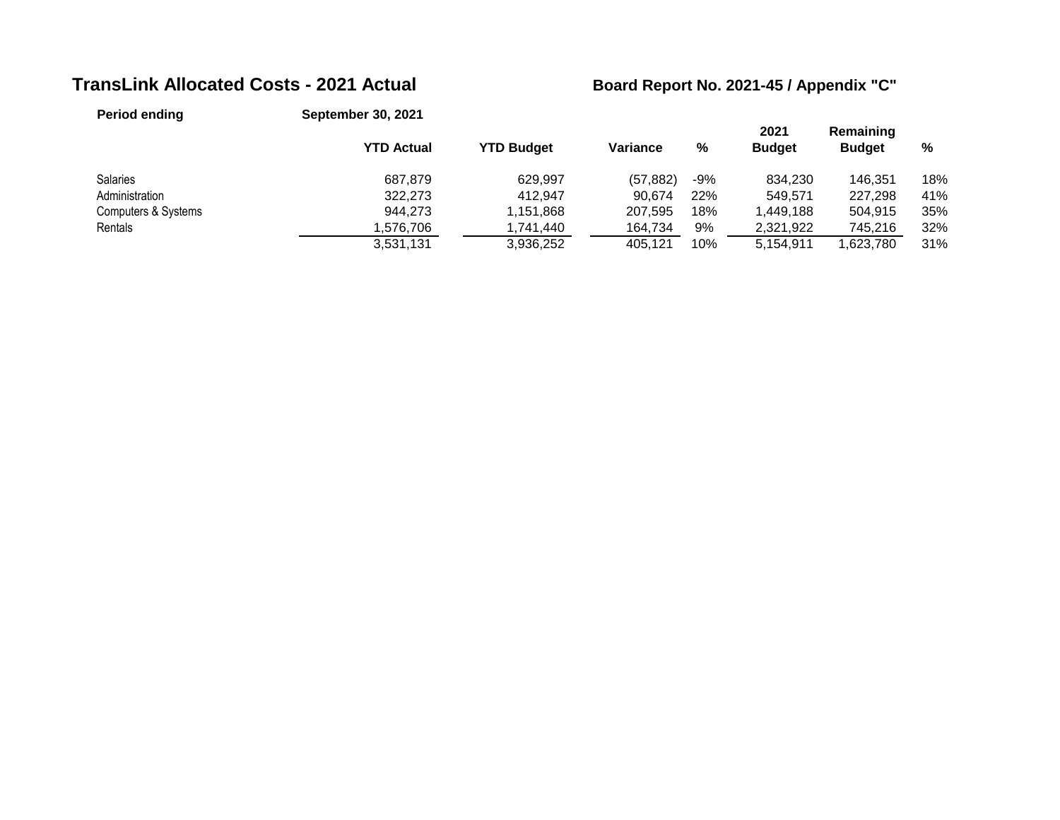# TransLink Allocated Costs - 2021 Actual

## Board Report No. 2021-45 / Appendix "C"

**Period ending** **September 30, 2021**

| | YTD Actual | YTD Budget | Variance | % | 2021 Budget | Remaining Budget | % |
|---|---|---|---|---|---|---|---|
| Salaries | 687,879 | 629,997 | (57,882) | -9% | 834,230 | 146,351 | 18% |
| Administration | 322,273 | 412,947 | 90,674 | 22% | 549,571 | 227,298 | 41% |
| Computers & Systems | 944,273 | 1,151,868 | 207,595 | 18% | 1,449,188 | 504,915 | 35% |
| Rentals | 1,576,706 | 1,741,440 | 164,734 | 9% | 2,321,922 | 745,216 | 32% |
| | 3,531,131 | 3,936,252 | 405,121 | 10% | 5,154,911 | 1,623,780 | 31% |